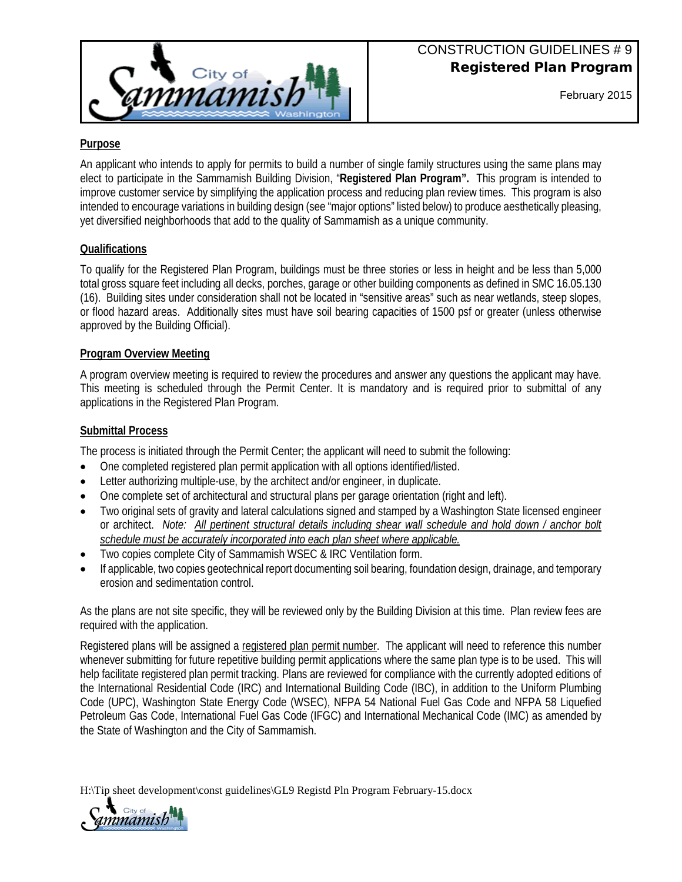CONSTRUCTION GUIDELINES # 9
**Registered Plan Program**

February 2015

## Purpose

An applicant who intends to apply for permits to build a number of single family structures using the same plans may elect to participate in the Sammamish Building Division, "**Registered Plan Program".** This program is intended to improve customer service by simplifying the application process and reducing plan review times. This program is also intended to encourage variations in building design (see "major options" listed below) to produce aesthetically pleasing, yet diversified neighborhoods that add to the quality of Sammamish as a unique community.

## Qualifications

To qualify for the Registered Plan Program, buildings must be three stories or less in height and be less than 5,000 total gross square feet including all decks, porches, garage or other building components as defined in SMC 16.05.130 (16). Building sites under consideration shall not be located in "sensitive areas" such as near wetlands, steep slopes, or flood hazard areas. Additionally sites must have soil bearing capacities of 1500 psf or greater (unless otherwise approved by the Building Official).

## Program Overview Meeting

A program overview meeting is required to review the procedures and answer any questions the applicant may have. This meeting is scheduled through the Permit Center. It is mandatory and is required prior to submittal of any applications in the Registered Plan Program.

## Submittal Process

The process is initiated through the Permit Center; the applicant will need to submit the following:

- One completed registered plan permit application with all options identified/listed.
- Letter authorizing multiple-use, by the architect and/or engineer, in duplicate.
- One complete set of architectural and structural plans per garage orientation (right and left).
- Two original sets of gravity and lateral calculations signed and stamped by a Washington State licensed engineer or architect. *Note:* *All pertinent structural details including shear wall schedule and hold down / anchor bolt schedule must be accurately incorporated into each plan sheet where applicable.*
- Two copies complete City of Sammamish WSEC & IRC Ventilation form.
- If applicable, two copies geotechnical report documenting soil bearing, foundation design, drainage, and temporary erosion and sedimentation control.

As the plans are not site specific, they will be reviewed only by the Building Division at this time. Plan review fees are required with the application.

Registered plans will be assigned a registered plan permit number. The applicant will need to reference this number whenever submitting for future repetitive building permit applications where the same plan type is to be used. This will help facilitate registered plan permit tracking. Plans are reviewed for compliance with the currently adopted editions of the International Residential Code (IRC) and International Building Code (IBC), in addition to the Uniform Plumbing Code (UPC), Washington State Energy Code (WSEC), NFPA 54 National Fuel Gas Code and NFPA 58 Liquefied Petroleum Gas Code, International Fuel Gas Code (IFGC) and International Mechanical Code (IMC) as amended by the State of Washington and the City of Sammamish.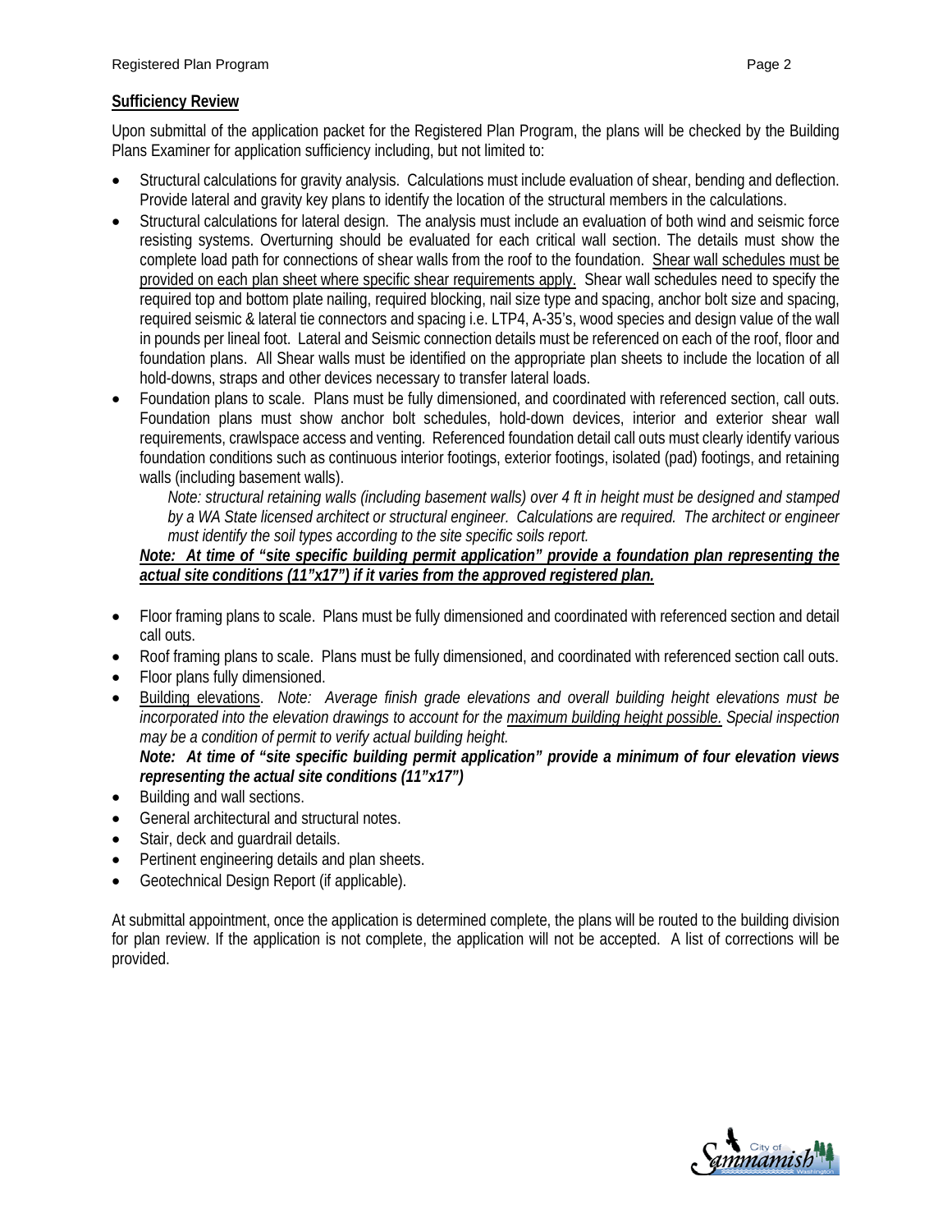**Sufficiency Review**

Upon submittal of the application packet for the Registered Plan Program, the plans will be checked by the Building Plans Examiner for application sufficiency including, but not limited to:

- Structural calculations for gravity analysis. Calculations must include evaluation of shear, bending and deflection. Provide lateral and gravity key plans to identify the location of the structural members in the calculations.
- Structural calculations for lateral design. The analysis must include an evaluation of both wind and seismic force resisting systems. Overturning should be evaluated for each critical wall section. The details must show the complete load path for connections of shear walls from the roof to the foundation. <u>Shear wall schedules must be provided on each plan sheet where specific shear requirements apply.</u> Shear wall schedules need to specify the required top and bottom plate nailing, required blocking, nail size type and spacing, anchor bolt size and spacing, required seismic & lateral tie connectors and spacing i.e. LTP4, A-35's, wood species and design value of the wall in pounds per lineal foot. Lateral and Seismic connection details must be referenced on each of the roof, floor and foundation plans. All Shear walls must be identified on the appropriate plan sheets to include the location of all hold-downs, straps and other devices necessary to transfer lateral loads.
- Foundation plans to scale. Plans must be fully dimensioned, and coordinated with referenced section, call outs. Foundation plans must show anchor bolt schedules, hold-down devices, interior and exterior shear wall requirements, crawlspace access and venting. Referenced foundation detail call outs must clearly identify various foundation conditions such as continuous interior footings, exterior footings, isolated (pad) footings, and retaining walls (including basement walls).

  *Note: structural retaining walls (including basement walls) over 4 ft in height must be designed and stamped by a WA State licensed architect or structural engineer. Calculations are required. The architect or engineer must identify the soil types according to the site specific soils report.*

  ***<u>Note: At time of "site specific building permit application" provide a foundation plan representing the actual site conditions (11"x17") if it varies from the approved registered plan.</u>***

- Floor framing plans to scale. Plans must be fully dimensioned and coordinated with referenced section and detail call outs.
- Roof framing plans to scale. Plans must be fully dimensioned, and coordinated with referenced section call outs.
- Floor plans fully dimensioned.
- <u>Building elevations</u>. *Note: Average finish grade elevations and overall building height elevations must be incorporated into the elevation drawings to account for the <u>maximum building height possible.</u> Special inspection may be a condition of permit to verify actual building height.*

  ***Note: At time of "site specific building permit application" provide a minimum of four elevation views representing the actual site conditions (11"x17")***

- Building and wall sections.
- General architectural and structural notes.
- Stair, deck and guardrail details.
- Pertinent engineering details and plan sheets.
- Geotechnical Design Report (if applicable).

At submittal appointment, once the application is determined complete, the plans will be routed to the building division for plan review. If the application is not complete, the application will not be accepted. A list of corrections will be provided.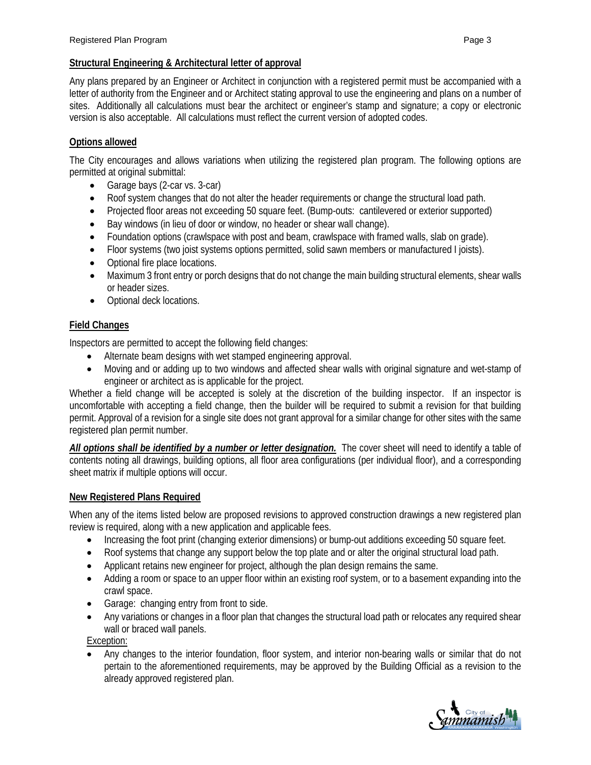**Structural Engineering & Architectural letter of approval**

Any plans prepared by an Engineer or Architect in conjunction with a registered permit must be accompanied with a letter of authority from the Engineer and or Architect stating approval to use the engineering and plans on a number of sites. Additionally all calculations must bear the architect or engineer's stamp and signature; a copy or electronic version is also acceptable. All calculations must reflect the current version of adopted codes.

**Options allowed**

The City encourages and allows variations when utilizing the registered plan program. The following options are permitted at original submittal:

- Garage bays (2-car vs. 3-car)
- Roof system changes that do not alter the header requirements or change the structural load path.
- Projected floor areas not exceeding 50 square feet. (Bump-outs: cantilevered or exterior supported)
- Bay windows (in lieu of door or window, no header or shear wall change).
- Foundation options (crawlspace with post and beam, crawlspace with framed walls, slab on grade).
- Floor systems (two joist systems options permitted, solid sawn members or manufactured I joists).
- Optional fire place locations.
- Maximum 3 front entry or porch designs that do not change the main building structural elements, shear walls or header sizes.
- Optional deck locations.

**Field Changes**

Inspectors are permitted to accept the following field changes:

- Alternate beam designs with wet stamped engineering approval.
- Moving and or adding up to two windows and affected shear walls with original signature and wet-stamp of engineer or architect as is applicable for the project.

Whether a field change will be accepted is solely at the discretion of the building inspector. If an inspector is uncomfortable with accepting a field change, then the builder will be required to submit a revision for that building permit. Approval of a revision for a single site does not grant approval for a similar change for other sites with the same registered plan permit number.

***All options shall be identified by a number or letter designation.*** The cover sheet will need to identify a table of contents noting all drawings, building options, all floor area configurations (per individual floor), and a corresponding sheet matrix if multiple options will occur.

**New Registered Plans Required**

When any of the items listed below are proposed revisions to approved construction drawings a new registered plan review is required, along with a new application and applicable fees.

- Increasing the foot print (changing exterior dimensions) or bump-out additions exceeding 50 square feet.
- Roof systems that change any support below the top plate and or alter the original structural load path.
- Applicant retains new engineer for project, although the plan design remains the same.
- Adding a room or space to an upper floor within an existing roof system, or to a basement expanding into the crawl space.
- Garage: changing entry from front to side.
- Any variations or changes in a floor plan that changes the structural load path or relocates any required shear wall or braced wall panels.

Exception:

- Any changes to the interior foundation, floor system, and interior non-bearing walls or similar that do not pertain to the aforementioned requirements, may be approved by the Building Official as a revision to the already approved registered plan.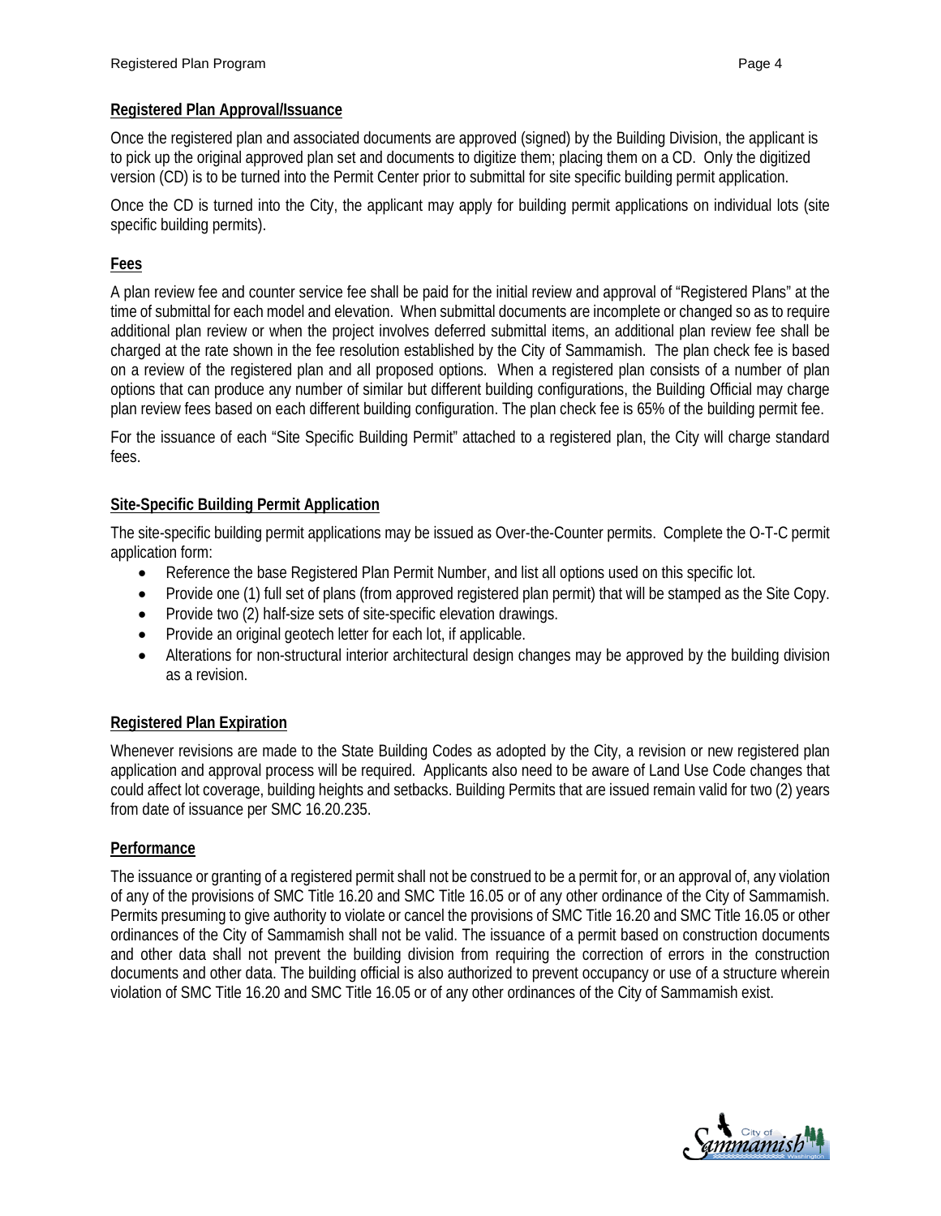**Registered Plan Approval/Issuance**

Once the registered plan and associated documents are approved (signed) by the Building Division, the applicant is to pick up the original approved plan set and documents to digitize them; placing them on a CD. Only the digitized version (CD) is to be turned into the Permit Center prior to submittal for site specific building permit application.

Once the CD is turned into the City, the applicant may apply for building permit applications on individual lots (site specific building permits).

**Fees**

A plan review fee and counter service fee shall be paid for the initial review and approval of "Registered Plans" at the time of submittal for each model and elevation. When submittal documents are incomplete or changed so as to require additional plan review or when the project involves deferred submittal items, an additional plan review fee shall be charged at the rate shown in the fee resolution established by the City of Sammamish. The plan check fee is based on a review of the registered plan and all proposed options. When a registered plan consists of a number of plan options that can produce any number of similar but different building configurations, the Building Official may charge plan review fees based on each different building configuration. The plan check fee is 65% of the building permit fee.

For the issuance of each "Site Specific Building Permit" attached to a registered plan, the City will charge standard fees.

**Site-Specific Building Permit Application**

The site-specific building permit applications may be issued as Over-the-Counter permits. Complete the O-T-C permit application form:

- Reference the base Registered Plan Permit Number, and list all options used on this specific lot.
- Provide one (1) full set of plans (from approved registered plan permit) that will be stamped as the Site Copy.
- Provide two (2) half-size sets of site-specific elevation drawings.
- Provide an original geotech letter for each lot, if applicable.
- Alterations for non-structural interior architectural design changes may be approved by the building division as a revision.

**Registered Plan Expiration**

Whenever revisions are made to the State Building Codes as adopted by the City, a revision or new registered plan application and approval process will be required. Applicants also need to be aware of Land Use Code changes that could affect lot coverage, building heights and setbacks. Building Permits that are issued remain valid for two (2) years from date of issuance per SMC 16.20.235.

**Performance**

The issuance or granting of a registered permit shall not be construed to be a permit for, or an approval of, any violation of any of the provisions of SMC Title 16.20 and SMC Title 16.05 or of any other ordinance of the City of Sammamish. Permits presuming to give authority to violate or cancel the provisions of SMC Title 16.20 and SMC Title 16.05 or other ordinances of the City of Sammamish shall not be valid. The issuance of a permit based on construction documents and other data shall not prevent the building division from requiring the correction of errors in the construction documents and other data. The building official is also authorized to prevent occupancy or use of a structure wherein violation of SMC Title 16.20 and SMC Title 16.05 or of any other ordinances of the City of Sammamish exist.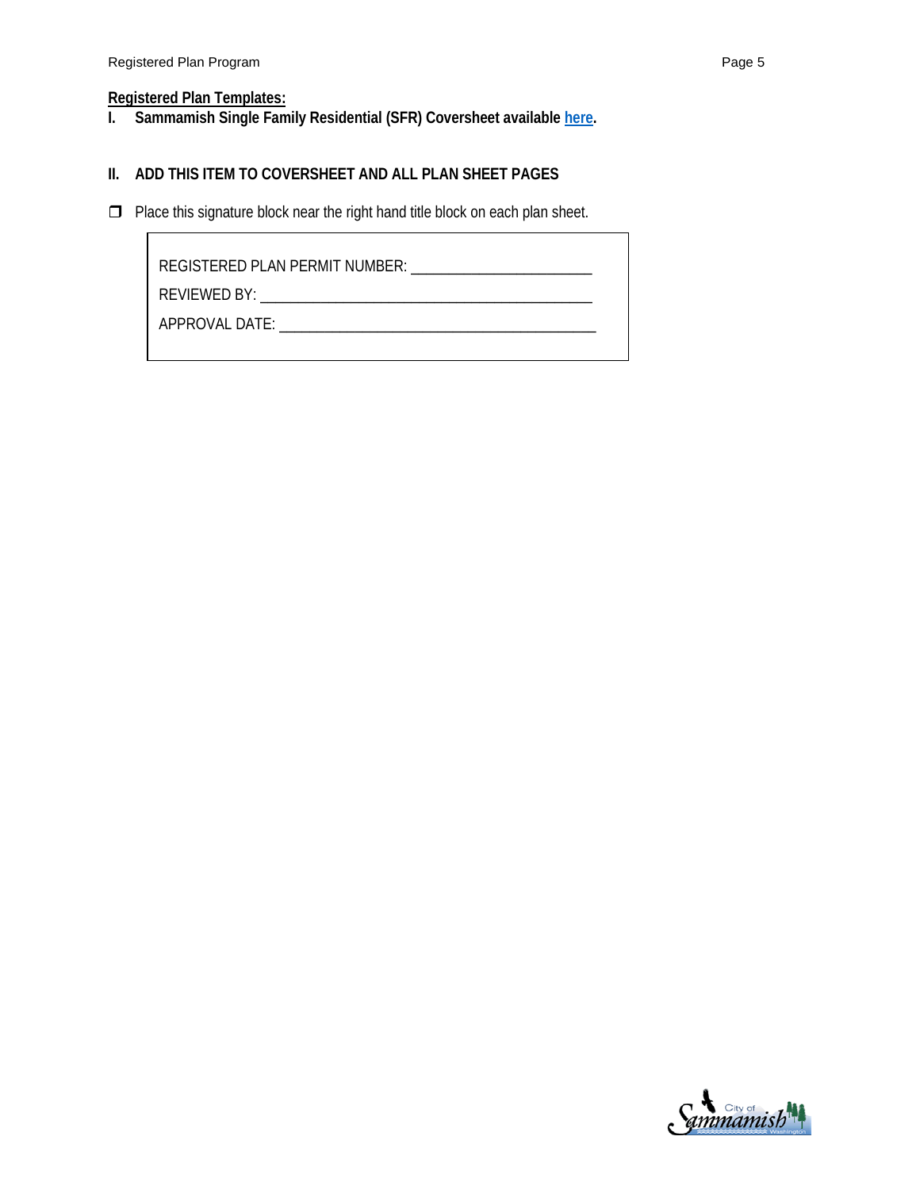**Registered Plan Templates:**

**I. Sammamish Single Family Residential (SFR) Coversheet available here.**

**II. ADD THIS ITEM TO COVERSHEET AND ALL PLAN SHEET PAGES**

❒ Place this signature block near the right hand title block on each plan sheet.

REGISTERED PLAN PERMIT NUMBER: ______________________

REVIEWED BY: __________________________________________

APPROVAL DATE: ________________________________________